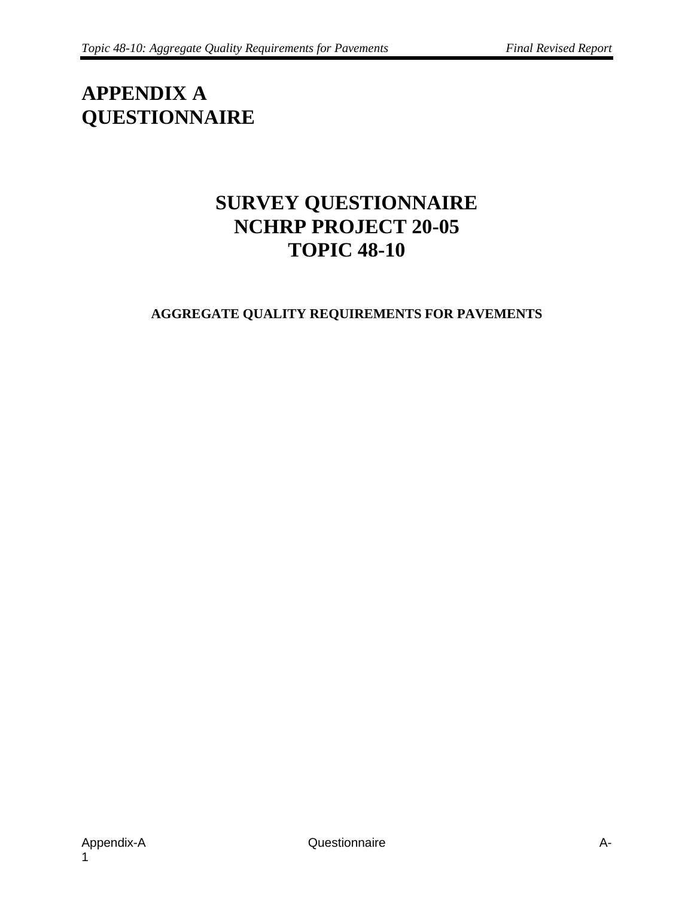# APPENDIX A QUESTIONNAIRE

## SURVEY QUESTIONNAIRE NCHRP PROJECT 20-05 TOPIC 48-10

### AGGREGATE QUALITY REQUIREMENTS FOR PAVEMENTS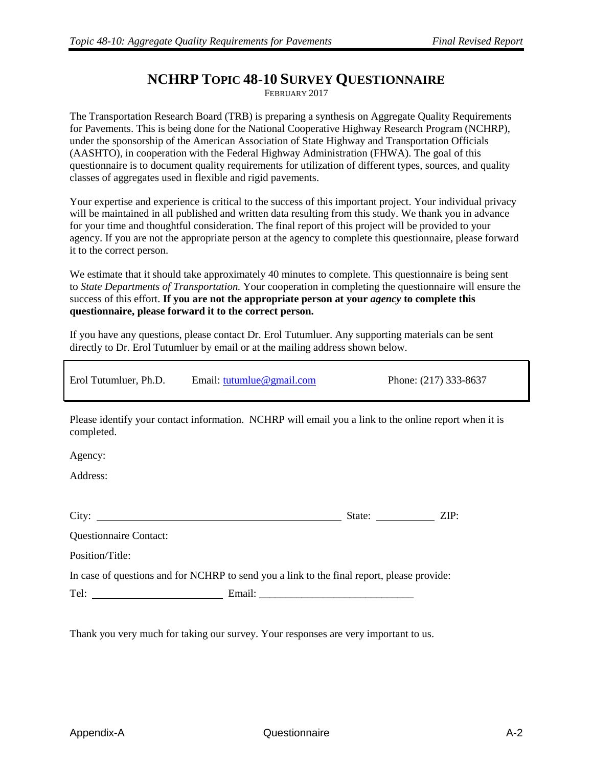# NCHRP TOPIC 48-10 SURVEY QUESTIONNAIRE

FEBRUARY 2017

The Transportation Research Board (TRB) is preparing a synthesis on Aggregate Quality Requirements for Pavements. This is being done for the National Cooperative Highway Research Program (NCHRP), under the sponsorship of the American Association of State Highway and Transportation Officials (AASHTO), in cooperation with the Federal Highway Administration (FHWA). The goal of this questionnaire is to document quality requirements for utilization of different types, sources, and quality classes of aggregates used in flexible and rigid pavements.

Your expertise and experience is critical to the success of this important project. Your individual privacy will be maintained in all published and written data resulting from this study. We thank you in advance for your time and thoughtful consideration. The final report of this project will be provided to your agency. If you are not the appropriate person at the agency to complete this questionnaire, please forward it to the correct person.

We estimate that it should take approximately 40 minutes to complete. This questionnaire is being sent to *State Departments of Transportation.* Your cooperation in completing the questionnaire will ensure the success of this effort. **If you are not the appropriate person at your *agency* to complete this questionnaire, please forward it to the correct person.**

If you have any questions, please contact Dr. Erol Tutumluer. Any supporting materials can be sent directly to Dr. Erol Tutumluer by email or at the mailing address shown below.

| Erol Tutumluer, Ph.D. | Email: tutumlue@gmail.com | Phone: (217) 333-8637 |
|---|---|---|

Please identify your contact information. NCHRP will email you a link to the online report when it is completed.

Agency:

Address:

City: ______________________________ State: __________ ZIP:

Questionnaire Contact:

Position/Title:

In case of questions and for NCHRP to send you a link to the final report, please provide:

Tel: ______________________ Email: ____________________________

Thank you very much for taking our survey. Your responses are very important to us.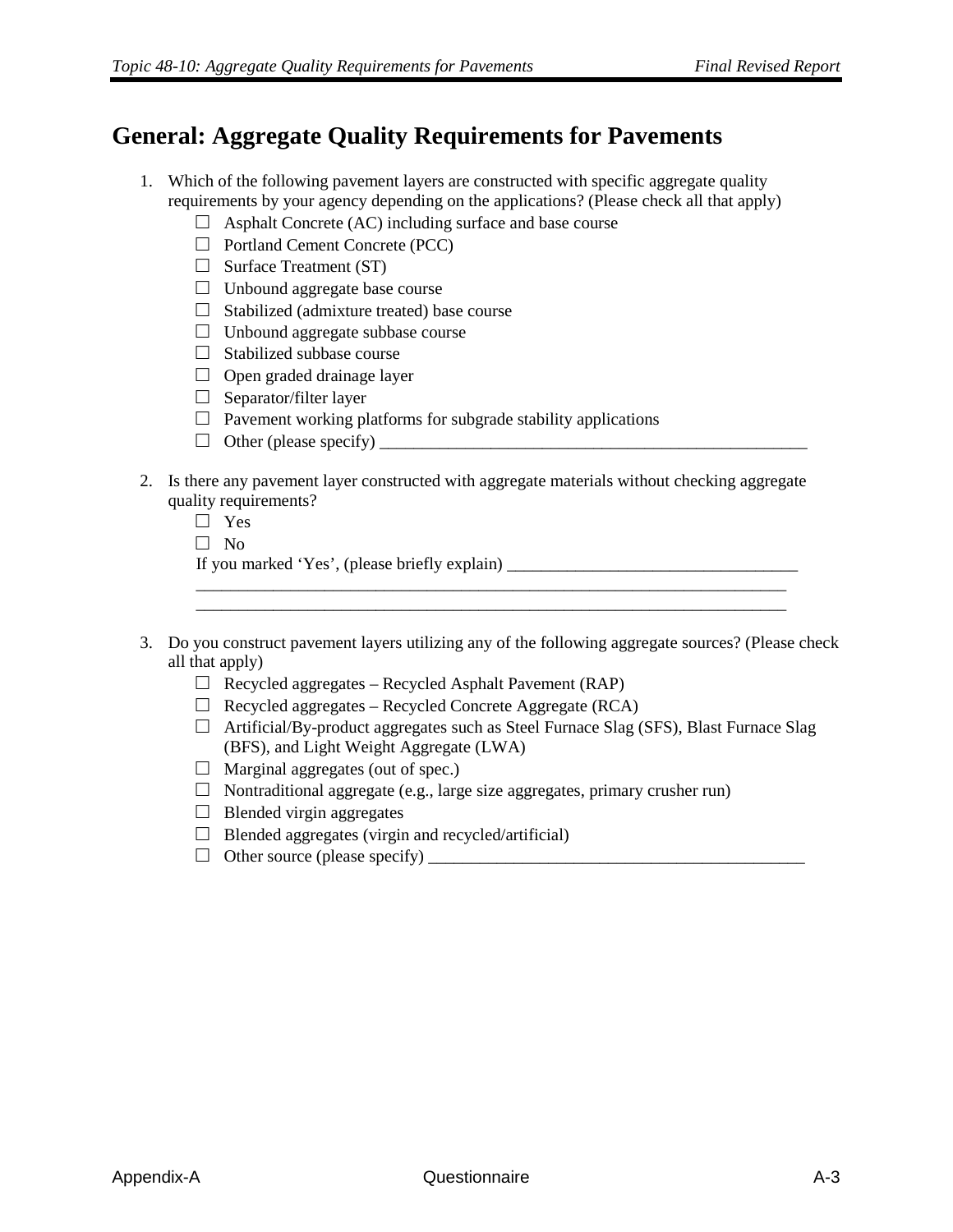# General: Aggregate Quality Requirements for Pavements

1. Which of the following pavement layers are constructed with specific aggregate quality requirements by your agency depending on the applications? (Please check all that apply)
   - ☐ Asphalt Concrete (AC) including surface and base course
   - ☐ Portland Cement Concrete (PCC)
   - ☐ Surface Treatment (ST)
   - ☐ Unbound aggregate base course
   - ☐ Stabilized (admixture treated) base course
   - ☐ Unbound aggregate subbase course
   - ☐ Stabilized subbase course
   - ☐ Open graded drainage layer
   - ☐ Separator/filter layer
   - ☐ Pavement working platforms for subgrade stability applications
   - ☐ Other (please specify) ____________________________________________________

2. Is there any pavement layer constructed with aggregate materials without checking aggregate quality requirements?
   - ☐ Yes
   - ☐ No

   If you marked 'Yes', (please briefly explain) __________________________________
   ________________________________________________________________________
   ________________________________________________________________________

3. Do you construct pavement layers utilizing any of the following aggregate sources? (Please check all that apply)
   - ☐ Recycled aggregates – Recycled Asphalt Pavement (RAP)
   - ☐ Recycled aggregates – Recycled Concrete Aggregate (RCA)
   - ☐ Artificial/By-product aggregates such as Steel Furnace Slag (SFS), Blast Furnace Slag (BFS), and Light Weight Aggregate (LWA)
   - ☐ Marginal aggregates (out of spec.)
   - ☐ Nontraditional aggregate (e.g., large size aggregates, primary crusher run)
   - ☐ Blended virgin aggregates
   - ☐ Blended aggregates (virgin and recycled/artificial)
   - ☐ Other source (please specify) ______________________________________________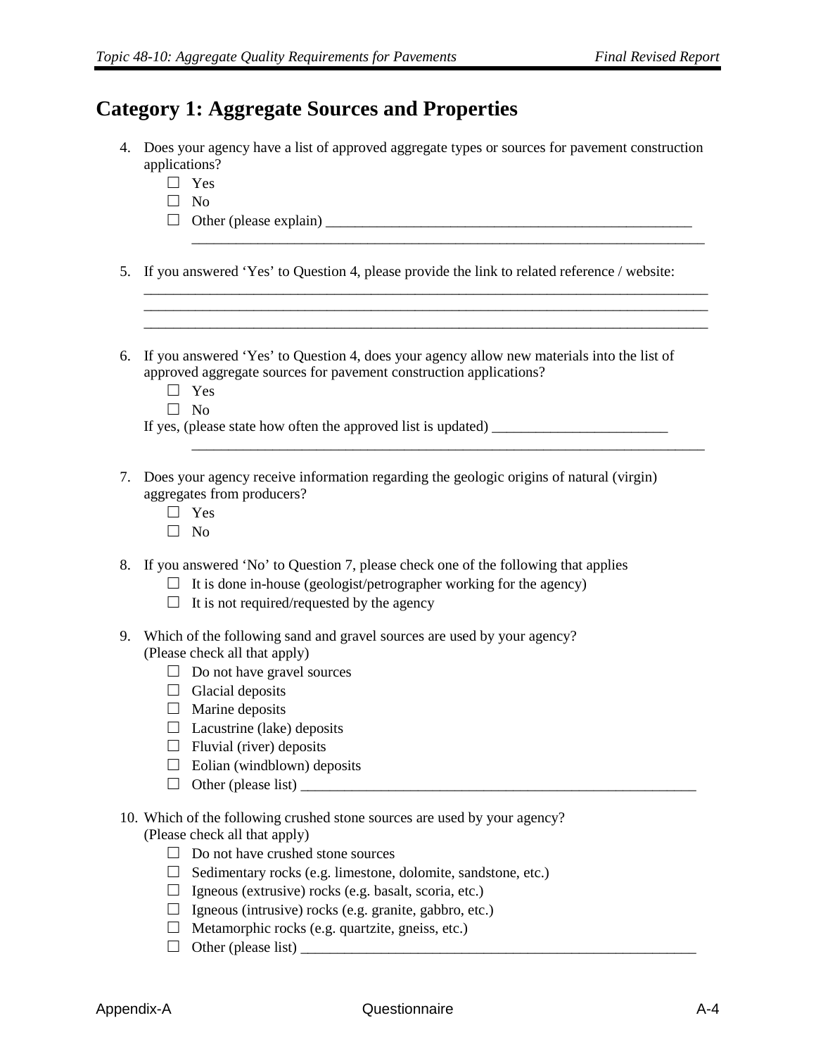## Category 1: Aggregate Sources and Properties

4. Does your agency have a list of approved aggregate types or sources for pavement construction applications?
   - ☐ Yes
   - ☐ No
   - ☐ Other (please explain) ____________________________________________________
     ________________________________________________________________________

5. If you answered 'Yes' to Question 4, please provide the link to related reference / website:
   ________________________________________________________________________________
   ________________________________________________________________________________
   ________________________________________________________________________________

6. If you answered 'Yes' to Question 4, does your agency allow new materials into the list of approved aggregate sources for pavement construction applications?
   - ☐ Yes
   - ☐ No

   If yes, (please state how often the approved list is updated) ________________________
   ________________________________________________________________________

7. Does your agency receive information regarding the geologic origins of natural (virgin) aggregates from producers?
   - ☐ Yes
   - ☐ No

8. If you answered 'No' to Question 7, please check one of the following that applies
   - ☐ It is done in-house (geologist/petrographer working for the agency)
   - ☐ It is not required/requested by the agency

9. Which of the following sand and gravel sources are used by your agency? (Please check all that apply)
   - ☐ Do not have gravel sources
   - ☐ Glacial deposits
   - ☐ Marine deposits
   - ☐ Lacustrine (lake) deposits
   - ☐ Fluvial (river) deposits
   - ☐ Eolian (windblown) deposits
   - ☐ Other (please list) ________________________________________________________

10. Which of the following crushed stone sources are used by your agency? (Please check all that apply)
    - ☐ Do not have crushed stone sources
    - ☐ Sedimentary rocks (e.g. limestone, dolomite, sandstone, etc.)
    - ☐ Igneous (extrusive) rocks (e.g. basalt, scoria, etc.)
    - ☐ Igneous (intrusive) rocks (e.g. granite, gabbro, etc.)
    - ☐ Metamorphic rocks (e.g. quartzite, gneiss, etc.)
    - ☐ Other (please list) ________________________________________________________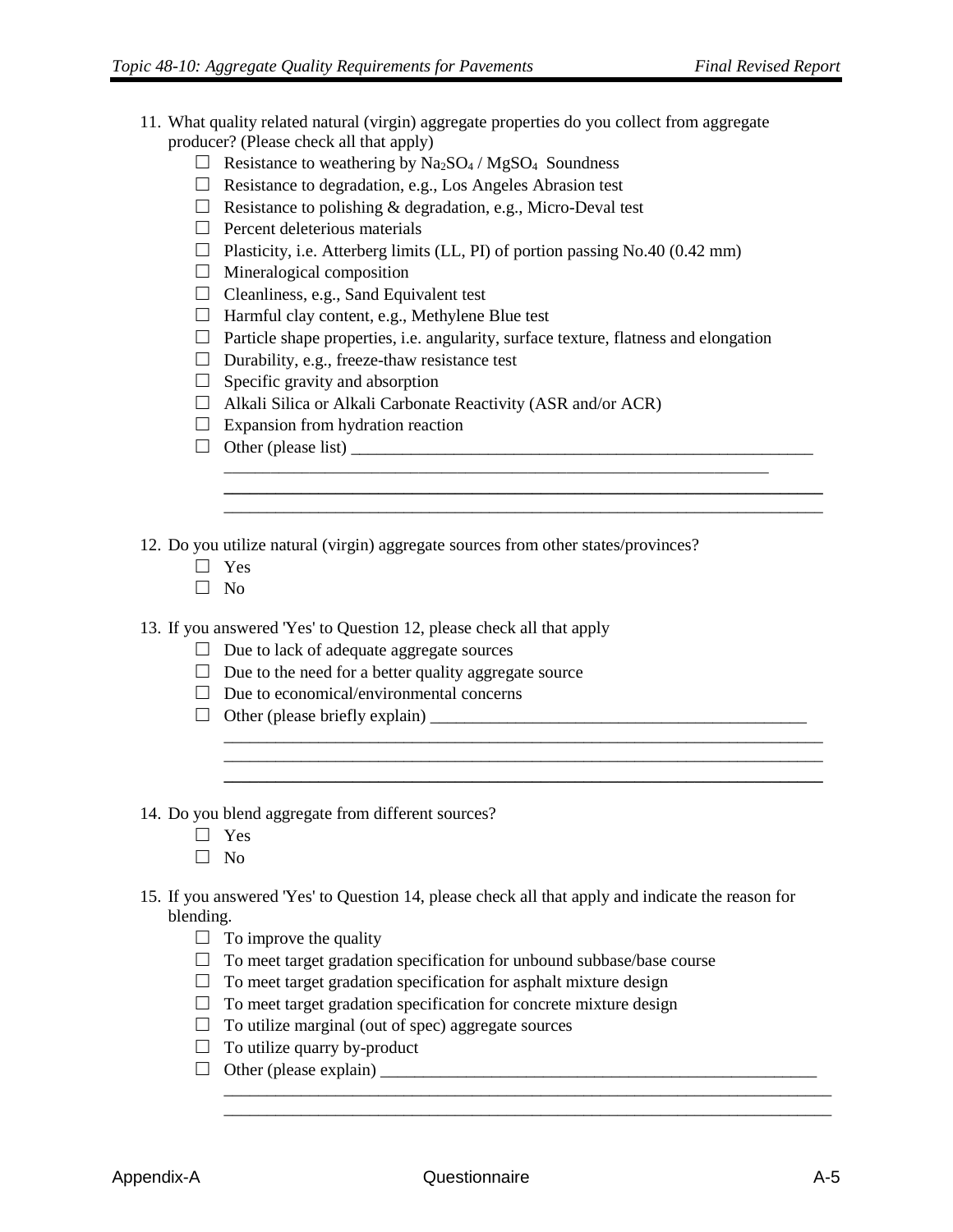11. What quality related natural (virgin) aggregate properties do you collect from aggregate producer? (Please check all that apply)
    - ☐ Resistance to weathering by $Na_2SO_4$ / $MgSO_4$ Soundness
    - ☐ Resistance to degradation, e.g., Los Angeles Abrasion test
    - ☐ Resistance to polishing & degradation, e.g., Micro-Deval test
    - ☐ Percent deleterious materials
    - ☐ Plasticity, i.e. Atterberg limits (LL, PI) of portion passing No.40 (0.42 mm)
    - ☐ Mineralogical composition
    - ☐ Cleanliness, e.g., Sand Equivalent test
    - ☐ Harmful clay content, e.g., Methylene Blue test
    - ☐ Particle shape properties, i.e. angularity, surface texture, flatness and elongation
    - ☐ Durability, e.g., freeze-thaw resistance test
    - ☐ Specific gravity and absorption
    - ☐ Alkali Silica or Alkali Carbonate Reactivity (ASR and/or ACR)
    - ☐ Expansion from hydration reaction
    - ☐ Other (please list) ____________________________________________________

12. Do you utilize natural (virgin) aggregate sources from other states/provinces?
    - ☐ Yes
    - ☐ No

13. If you answered 'Yes' to Question 12, please check all that apply
    - ☐ Due to lack of adequate aggregate sources
    - ☐ Due to the need for a better quality aggregate source
    - ☐ Due to economical/environmental concerns
    - ☐ Other (please briefly explain) ____________________________________________

14. Do you blend aggregate from different sources?
    - ☐ Yes
    - ☐ No

15. If you answered 'Yes' to Question 14, please check all that apply and indicate the reason for blending.
    - ☐ To improve the quality
    - ☐ To meet target gradation specification for unbound subbase/base course
    - ☐ To meet target gradation specification for asphalt mixture design
    - ☐ To meet target gradation specification for concrete mixture design
    - ☐ To utilize marginal (out of spec) aggregate sources
    - ☐ To utilize quarry by-product
    - ☐ Other (please explain) ____________________________________________________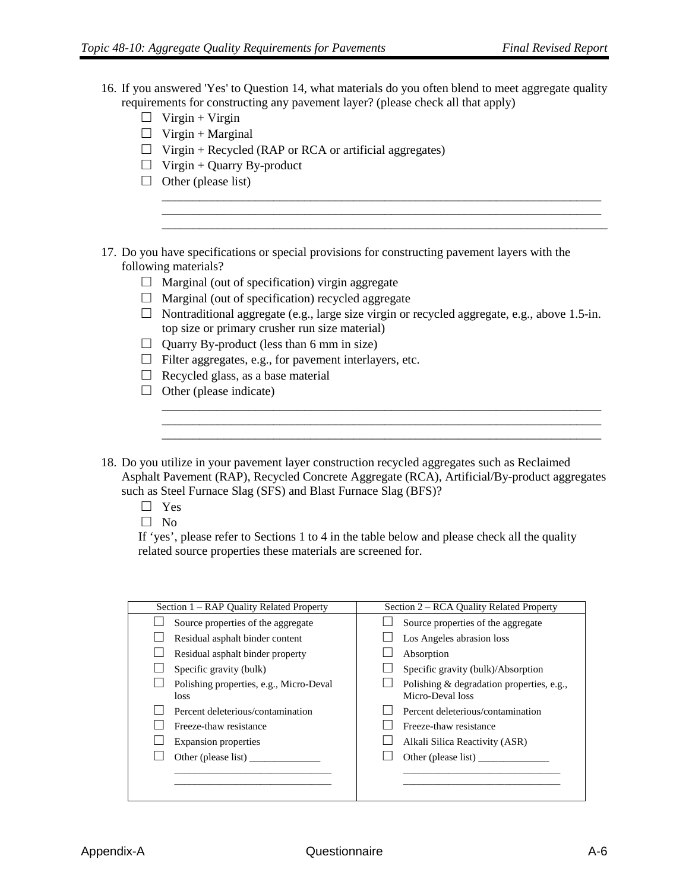16. If you answered 'Yes' to Question 14, what materials do you often blend to meet aggregate quality requirements for constructing any pavement layer? (please check all that apply)
    - ☐ Virgin + Virgin
    - ☐ Virgin + Marginal
    - ☐ Virgin + Recycled (RAP or RCA or artificial aggregates)
    - ☐ Virgin + Quarry By-product
    - ☐ Other (please list)

      ______________________________________________________________________
      ______________________________________________________________________
      ______________________________________________________________________

17. Do you have specifications or special provisions for constructing pavement layers with the following materials?
    - ☐ Marginal (out of specification) virgin aggregate
    - ☐ Marginal (out of specification) recycled aggregate
    - ☐ Nontraditional aggregate (e.g., large size virgin or recycled aggregate, e.g., above 1.5-in. top size or primary crusher run size material)
    - ☐ Quarry By-product (less than 6 mm in size)
    - ☐ Filter aggregates, e.g., for pavement interlayers, etc.
    - ☐ Recycled glass, as a base material
    - ☐ Other (please indicate)

      ______________________________________________________________________
      ______________________________________________________________________
      ______________________________________________________________________

18. Do you utilize in your pavement layer construction recycled aggregates such as Reclaimed Asphalt Pavement (RAP), Recycled Concrete Aggregate (RCA), Artificial/By-product aggregates such as Steel Furnace Slag (SFS) and Blast Furnace Slag (BFS)?
    - ☐ Yes
    - ☐ No

    If 'yes', please refer to Sections 1 to 4 in the table below and please check all the quality related source properties these materials are screened for.

| Section 1 – RAP Quality Related Property | Section 2 – RCA Quality Related Property |
| --- | --- |
| ☐ Source properties of the aggregate | ☐ Source properties of the aggregate |
| ☐ Residual asphalt binder content | ☐ Los Angeles abrasion loss |
| ☐ Residual asphalt binder property | ☐ Absorption |
| ☐ Specific gravity (bulk) | ☐ Specific gravity (bulk)/Absorption |
| ☐ Polishing properties, e.g., Micro-Deval loss | ☐ Polishing & degradation properties, e.g., Micro-Deval loss |
| ☐ Percent deleterious/contamination | ☐ Percent deleterious/contamination |
| ☐ Freeze-thaw resistance | ☐ Freeze-thaw resistance |
| ☐ Expansion properties | ☐ Alkali Silica Reactivity (ASR) |
| ☐ Other (please list) ______________ ______________________________ ______________________________ | ☐ Other (please list) ______________ ______________________________ ______________________________ |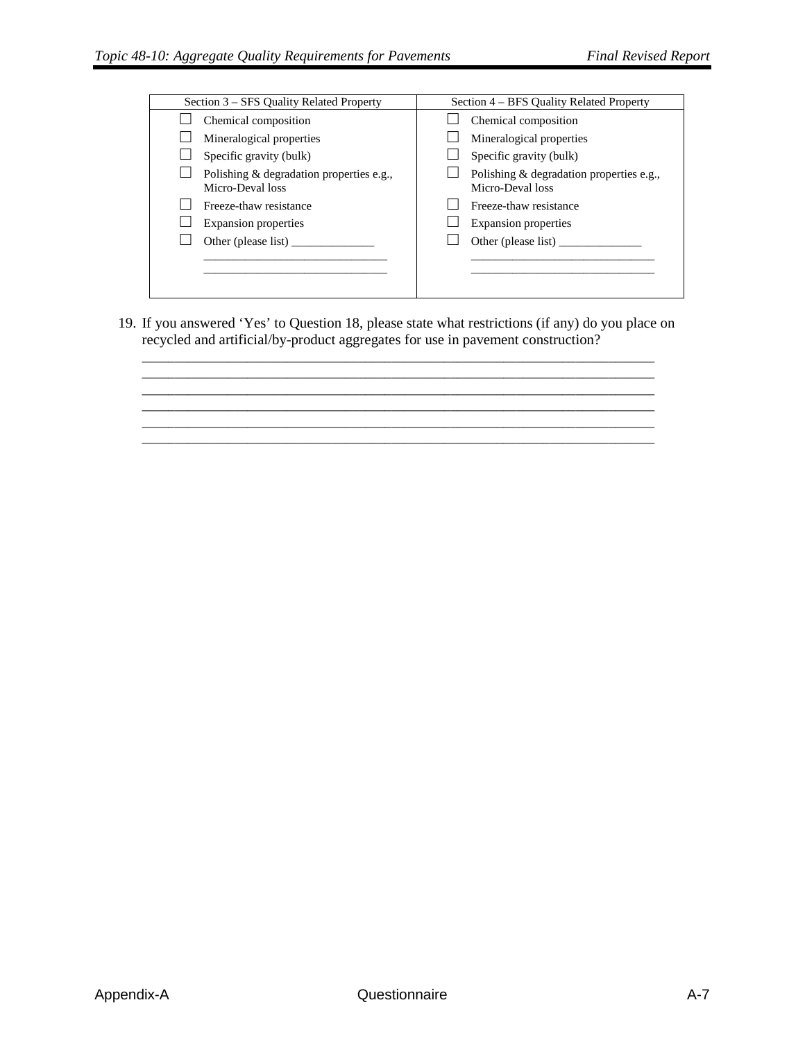| Section 3 – SFS Quality Related Property | Section 4 – BFS Quality Related Property |
|---|---|
| ☐ Chemical composition | ☐ Chemical composition |
| ☐ Mineralogical properties | ☐ Mineralogical properties |
| ☐ Specific gravity (bulk) | ☐ Specific gravity (bulk) |
| ☐ Polishing & degradation properties e.g., Micro-Deval loss | ☐ Polishing & degradation properties e.g., Micro-Deval loss |
| ☐ Freeze-thaw resistance | ☐ Freeze-thaw resistance |
| ☐ Expansion properties | ☐ Expansion properties |
| ☐ Other (please list) ______________ ______________________________ ______________________________ | ☐ Other (please list) ______________ ______________________________ ______________________________ |

19. If you answered 'Yes' to Question 18, please state what restrictions (if any) do you place on recycled and artificial/by-product aggregates for use in pavement construction?
______________________________________________________________________________
______________________________________________________________________________
______________________________________________________________________________
______________________________________________________________________________
______________________________________________________________________________
______________________________________________________________________________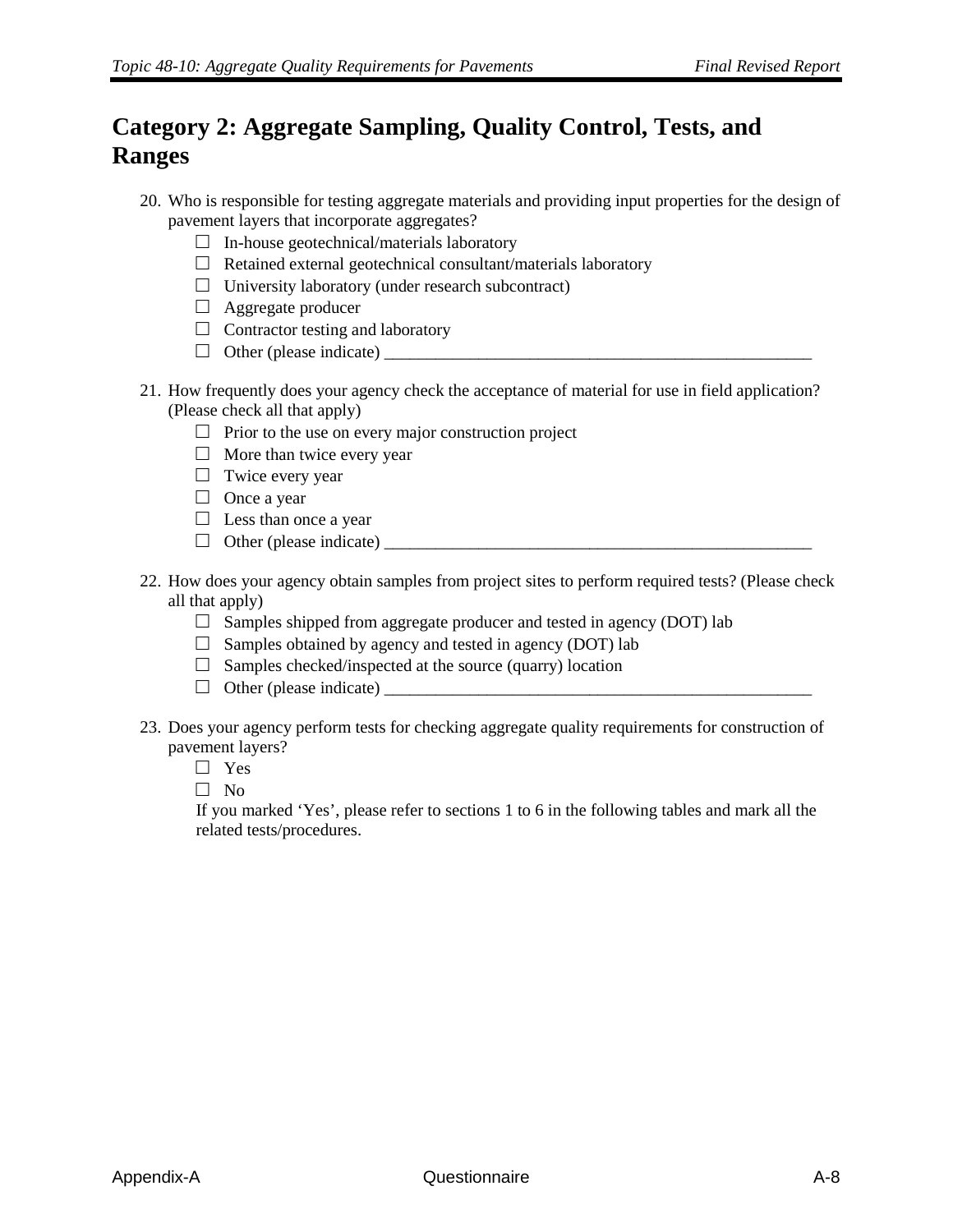## Category 2: Aggregate Sampling, Quality Control, Tests, and Ranges

20. Who is responsible for testing aggregate materials and providing input properties for the design of pavement layers that incorporate aggregates?
    - ☐ In-house geotechnical/materials laboratory
    - ☐ Retained external geotechnical consultant/materials laboratory
    - ☐ University laboratory (under research subcontract)
    - ☐ Aggregate producer
    - ☐ Contractor testing and laboratory
    - ☐ Other (please indicate) ____________________________________________________

21. How frequently does your agency check the acceptance of material for use in field application? (Please check all that apply)
    - ☐ Prior to the use on every major construction project
    - ☐ More than twice every year
    - ☐ Twice every year
    - ☐ Once a year
    - ☐ Less than once a year
    - ☐ Other (please indicate) ____________________________________________________

22. How does your agency obtain samples from project sites to perform required tests? (Please check all that apply)
    - ☐ Samples shipped from aggregate producer and tested in agency (DOT) lab
    - ☐ Samples obtained by agency and tested in agency (DOT) lab
    - ☐ Samples checked/inspected at the source (quarry) location
    - ☐ Other (please indicate) ____________________________________________________

23. Does your agency perform tests for checking aggregate quality requirements for construction of pavement layers?
    - ☐ Yes
    - ☐ No

    If you marked 'Yes', please refer to sections 1 to 6 in the following tables and mark all the related tests/procedures.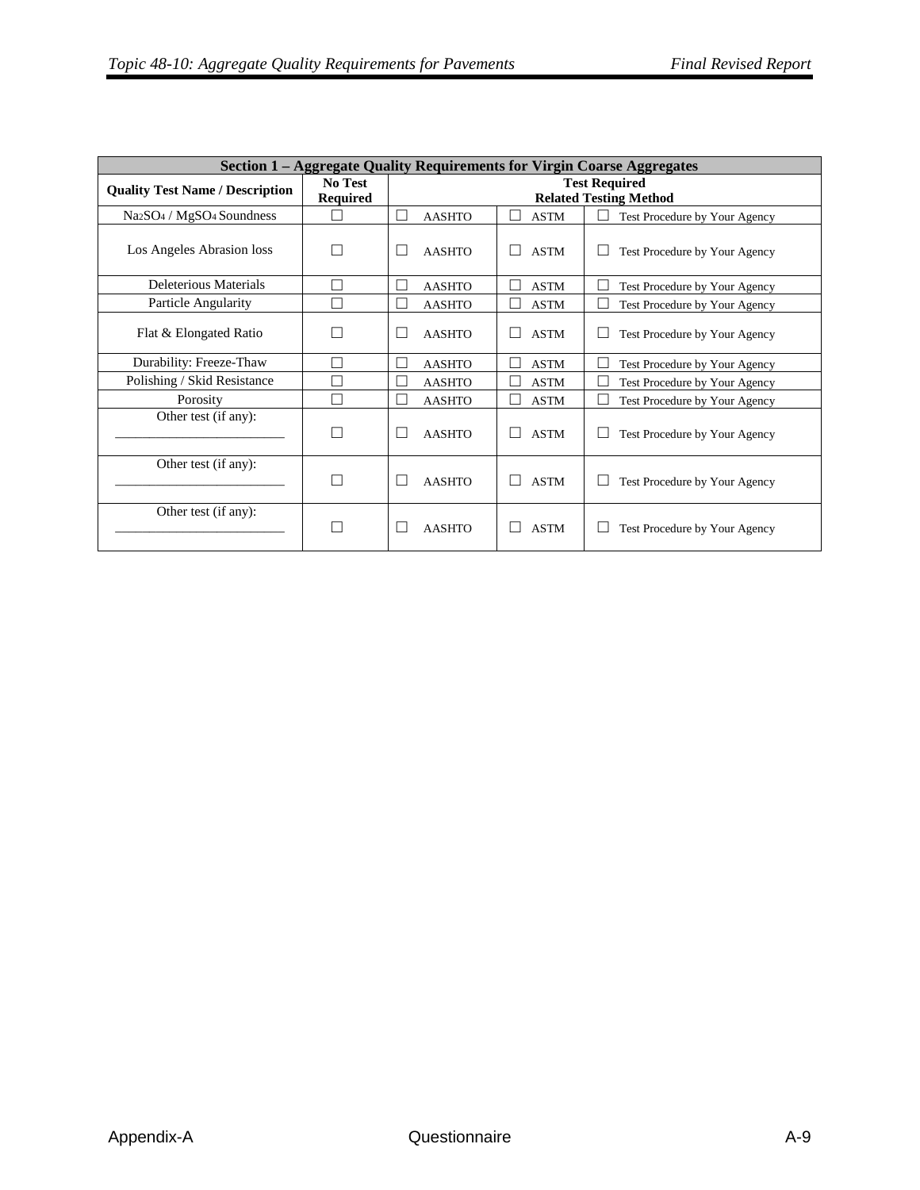| Section 1 – Aggregate Quality Requirements for Virgin Coarse Aggregates | | | | |
|---|---|---|---|---|
| **Quality Test Name / Description** | **No Test Required** | **Test Required Related Testing Method** | | |
| $Na_2SO_4$ / $MgSO_4$ Soundness | ☐ | ☐ AASHTO | ☐ ASTM | ☐ Test Procedure by Your Agency |
| Los Angeles Abrasion loss | ☐ | ☐ AASHTO | ☐ ASTM | ☐ Test Procedure by Your Agency |
| Deleterious Materials | ☐ | ☐ AASHTO | ☐ ASTM | ☐ Test Procedure by Your Agency |
| Particle Angularity | ☐ | ☐ AASHTO | ☐ ASTM | ☐ Test Procedure by Your Agency |
| Flat & Elongated Ratio | ☐ | ☐ AASHTO | ☐ ASTM | ☐ Test Procedure by Your Agency |
| Durability: Freeze-Thaw | ☐ | ☐ AASHTO | ☐ ASTM | ☐ Test Procedure by Your Agency |
| Polishing / Skid Resistance | ☐ | ☐ AASHTO | ☐ ASTM | ☐ Test Procedure by Your Agency |
| Porosity | ☐ | ☐ AASHTO | ☐ ASTM | ☐ Test Procedure by Your Agency |
| Other test (if any): ________________________ | ☐ | ☐ AASHTO | ☐ ASTM | ☐ Test Procedure by Your Agency |
| Other test (if any): ________________________ | ☐ | ☐ AASHTO | ☐ ASTM | ☐ Test Procedure by Your Agency |
| Other test (if any): ________________________ | ☐ | ☐ AASHTO | ☐ ASTM | ☐ Test Procedure by Your Agency |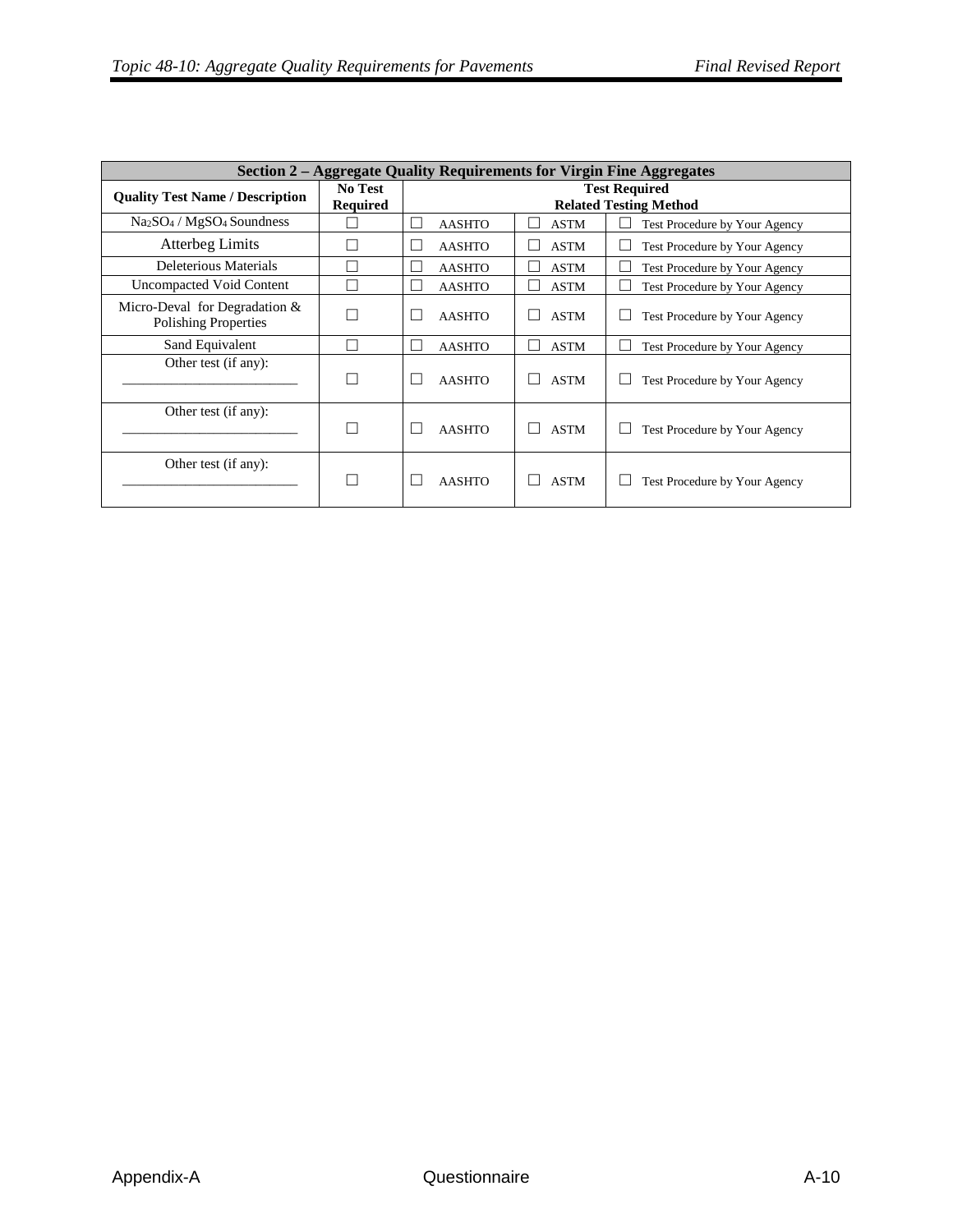| Section 2 – Aggregate Quality Requirements for Virgin Fine Aggregates | | | | |
|---|---|---|---|---|
| **Quality Test Name / Description** | **No Test Required** | **Test Required Related Testing Method** | | |
| $Na_2SO_4$ / $MgSO_4$ Soundness | ☐ | ☐ AASHTO | ☐ ASTM | ☐ Test Procedure by Your Agency |
| Atterbeg Limits | ☐ | ☐ AASHTO | ☐ ASTM | ☐ Test Procedure by Your Agency |
| Deleterious Materials | ☐ | ☐ AASHTO | ☐ ASTM | ☐ Test Procedure by Your Agency |
| Uncompacted Void Content | ☐ | ☐ AASHTO | ☐ ASTM | ☐ Test Procedure by Your Agency |
| Micro-Deval for Degradation & Polishing Properties | ☐ | ☐ AASHTO | ☐ ASTM | ☐ Test Procedure by Your Agency |
| Sand Equivalent | ☐ | ☐ AASHTO | ☐ ASTM | ☐ Test Procedure by Your Agency |
| Other test (if any): _________________________ | ☐ | ☐ AASHTO | ☐ ASTM | ☐ Test Procedure by Your Agency |
| Other test (if any): _________________________ | ☐ | ☐ AASHTO | ☐ ASTM | ☐ Test Procedure by Your Agency |
| Other test (if any): _________________________ | ☐ | ☐ AASHTO | ☐ ASTM | ☐ Test Procedure by Your Agency |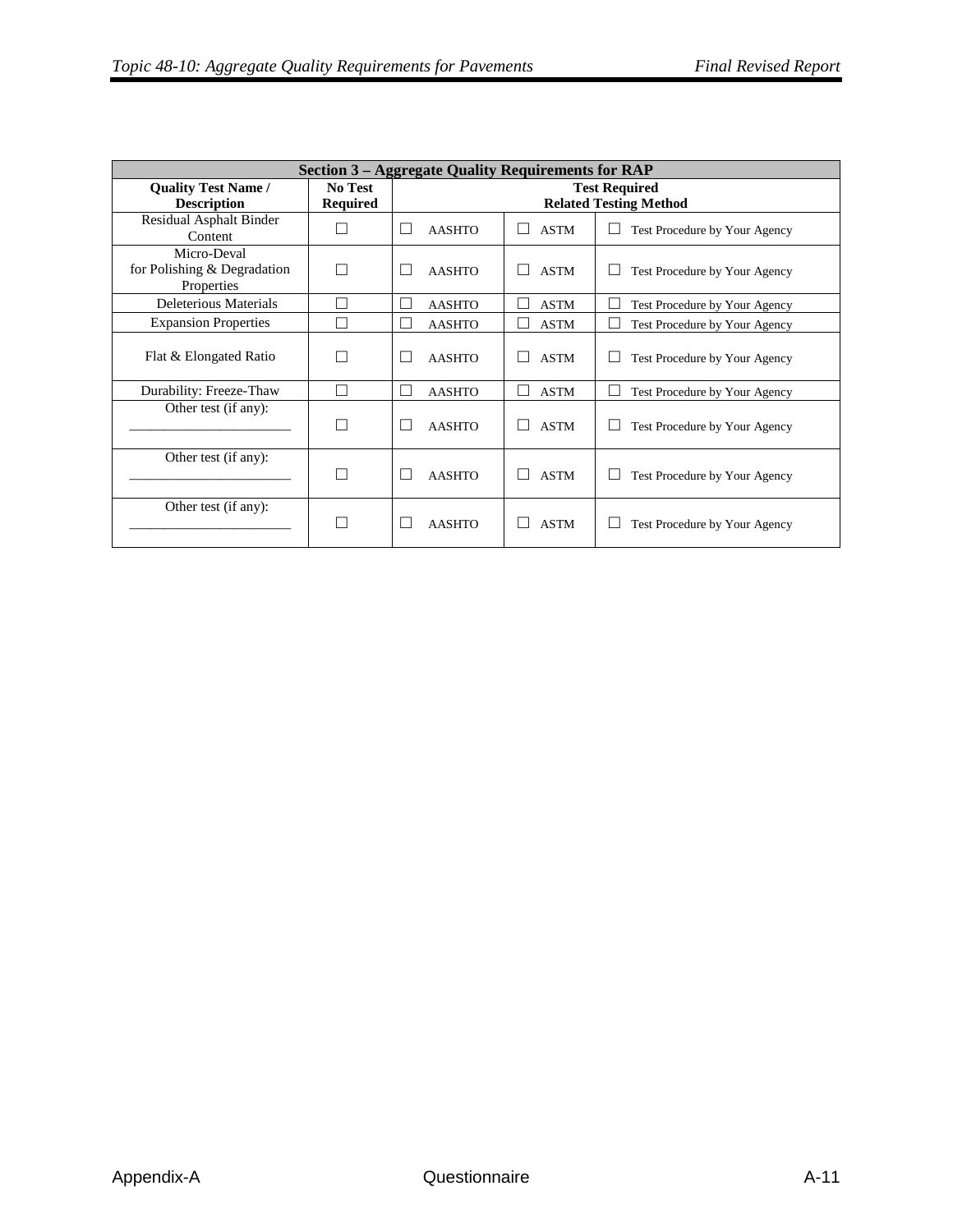| Section 3 – Aggregate Quality Requirements for RAP | | | | |
|---|---|---|---|---|
| **Quality Test Name / Description** | **No Test Required** | **Test Required Related Testing Method** | | |
| Residual Asphalt Binder Content | ☐ | ☐ AASHTO | ☐ ASTM | ☐ Test Procedure by Your Agency |
| Micro-Deval for Polishing & Degradation Properties | ☐ | ☐ AASHTO | ☐ ASTM | ☐ Test Procedure by Your Agency |
| Deleterious Materials | ☐ | ☐ AASHTO | ☐ ASTM | ☐ Test Procedure by Your Agency |
| Expansion Properties | ☐ | ☐ AASHTO | ☐ ASTM | ☐ Test Procedure by Your Agency |
| Flat & Elongated Ratio | ☐ | ☐ AASHTO | ☐ ASTM | ☐ Test Procedure by Your Agency |
| Durability: Freeze-Thaw | ☐ | ☐ AASHTO | ☐ ASTM | ☐ Test Procedure by Your Agency |
| Other test (if any): _______________________ | ☐ | ☐ AASHTO | ☐ ASTM | ☐ Test Procedure by Your Agency |
| Other test (if any): _______________________ | ☐ | ☐ AASHTO | ☐ ASTM | ☐ Test Procedure by Your Agency |
| Other test (if any): _______________________ | ☐ | ☐ AASHTO | ☐ ASTM | ☐ Test Procedure by Your Agency |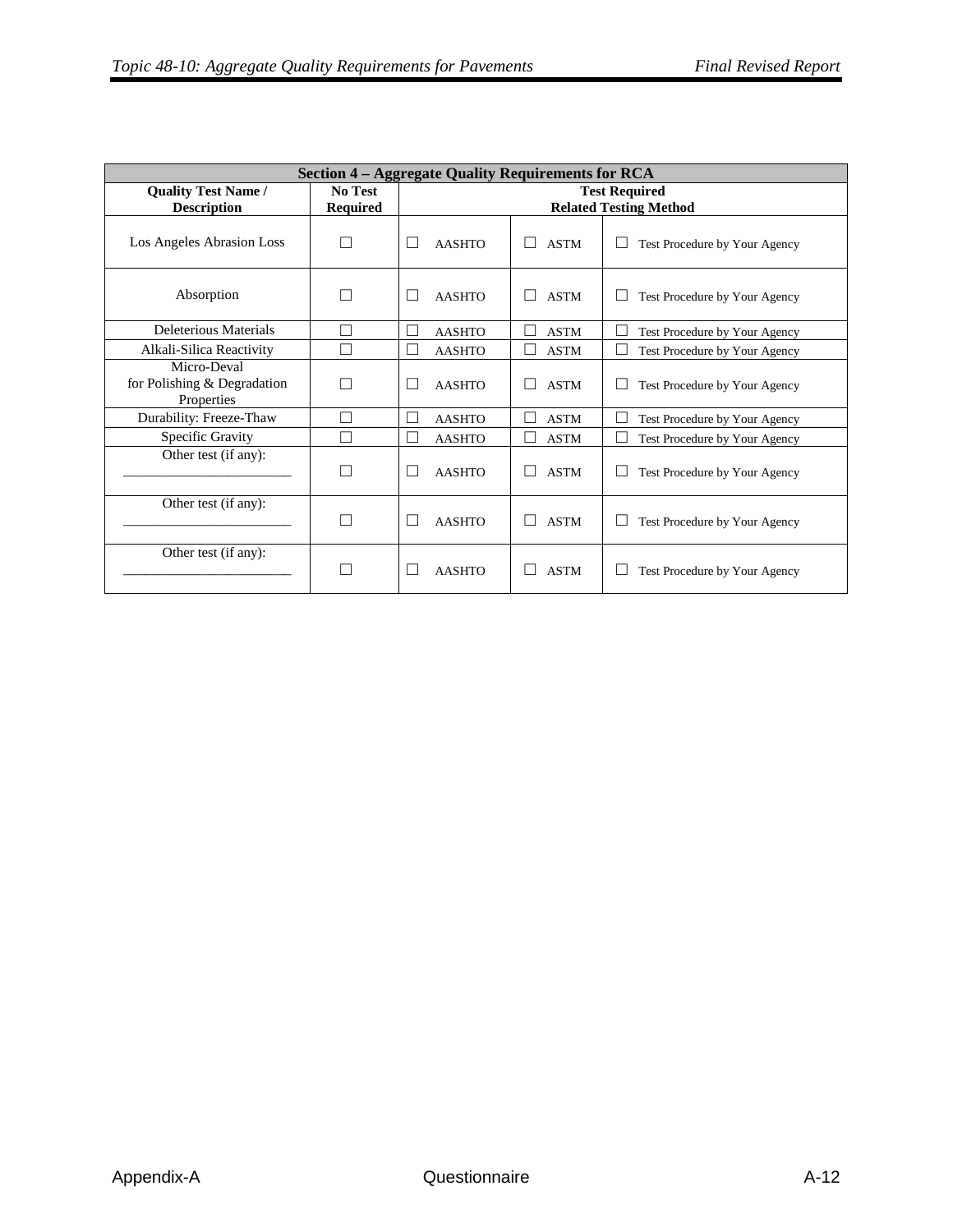| Section 4 – Aggregate Quality Requirements for RCA | | | | |
|---|---|---|---|---|
| **Quality Test Name / Description** | **No Test Required** | **Test Required Related Testing Method** | | |
| Los Angeles Abrasion Loss | ☐ | ☐ AASHTO | ☐ ASTM | ☐ Test Procedure by Your Agency |
| Absorption | ☐ | ☐ AASHTO | ☐ ASTM | ☐ Test Procedure by Your Agency |
| Deleterious Materials | ☐ | ☐ AASHTO | ☐ ASTM | ☐ Test Procedure by Your Agency |
| Alkali-Silica Reactivity | ☐ | ☐ AASHTO | ☐ ASTM | ☐ Test Procedure by Your Agency |
| Micro-Deval for Polishing & Degradation Properties | ☐ | ☐ AASHTO | ☐ ASTM | ☐ Test Procedure by Your Agency |
| Durability: Freeze-Thaw | ☐ | ☐ AASHTO | ☐ ASTM | ☐ Test Procedure by Your Agency |
| Specific Gravity | ☐ | ☐ AASHTO | ☐ ASTM | ☐ Test Procedure by Your Agency |
| Other test (if any): ________________________ | ☐ | ☐ AASHTO | ☐ ASTM | ☐ Test Procedure by Your Agency |
| Other test (if any): ________________________ | ☐ | ☐ AASHTO | ☐ ASTM | ☐ Test Procedure by Your Agency |
| Other test (if any): ________________________ | ☐ | ☐ AASHTO | ☐ ASTM | ☐ Test Procedure by Your Agency |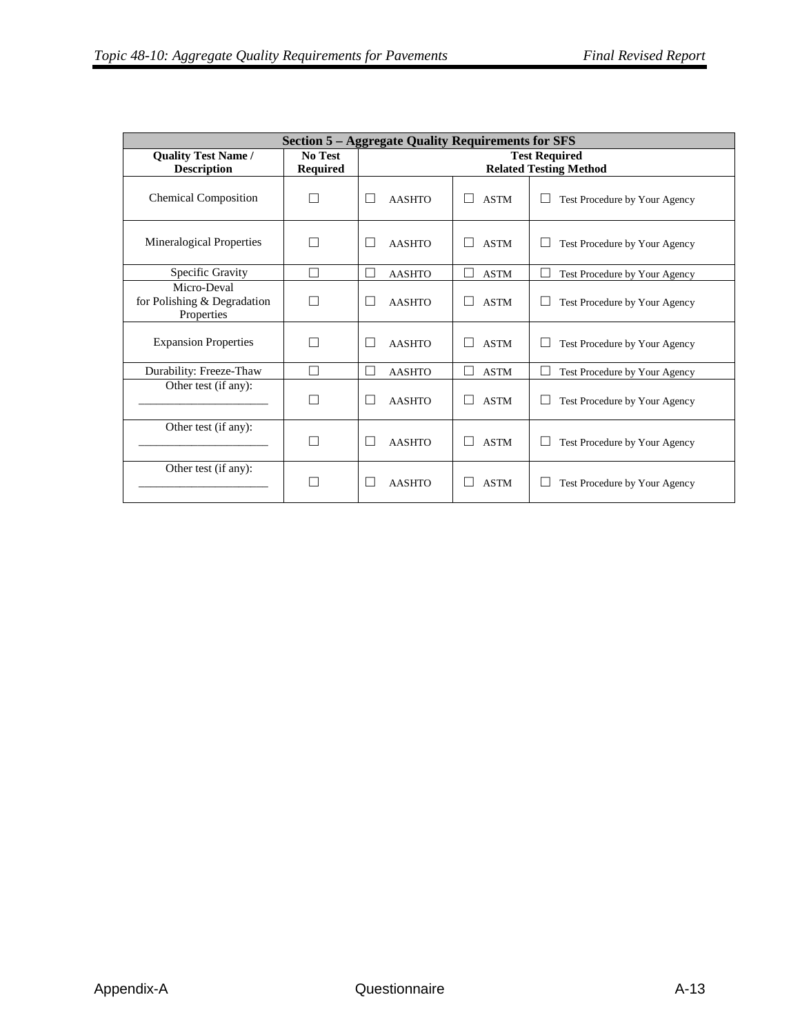| Section 5 – Aggregate Quality Requirements for SFS | | | | |
|---|---|---|---|---|
| **Quality Test Name / Description** | **No Test Required** | **Test Required Related Testing Method** | | |
| Chemical Composition | ☐ | ☐ AASHTO | ☐ ASTM | ☐ Test Procedure by Your Agency |
| Mineralogical Properties | ☐ | ☐ AASHTO | ☐ ASTM | ☐ Test Procedure by Your Agency |
| Specific Gravity | ☐ | ☐ AASHTO | ☐ ASTM | ☐ Test Procedure by Your Agency |
| Micro-Deval for Polishing & Degradation Properties | ☐ | ☐ AASHTO | ☐ ASTM | ☐ Test Procedure by Your Agency |
| Expansion Properties | ☐ | ☐ AASHTO | ☐ ASTM | ☐ Test Procedure by Your Agency |
| Durability: Freeze-Thaw | ☐ | ☐ AASHTO | ☐ ASTM | ☐ Test Procedure by Your Agency |
| Other test (if any): ______________________ | ☐ | ☐ AASHTO | ☐ ASTM | ☐ Test Procedure by Your Agency |
| Other test (if any): ______________________ | ☐ | ☐ AASHTO | ☐ ASTM | ☐ Test Procedure by Your Agency |
| Other test (if any): ______________________ | ☐ | ☐ AASHTO | ☐ ASTM | ☐ Test Procedure by Your Agency |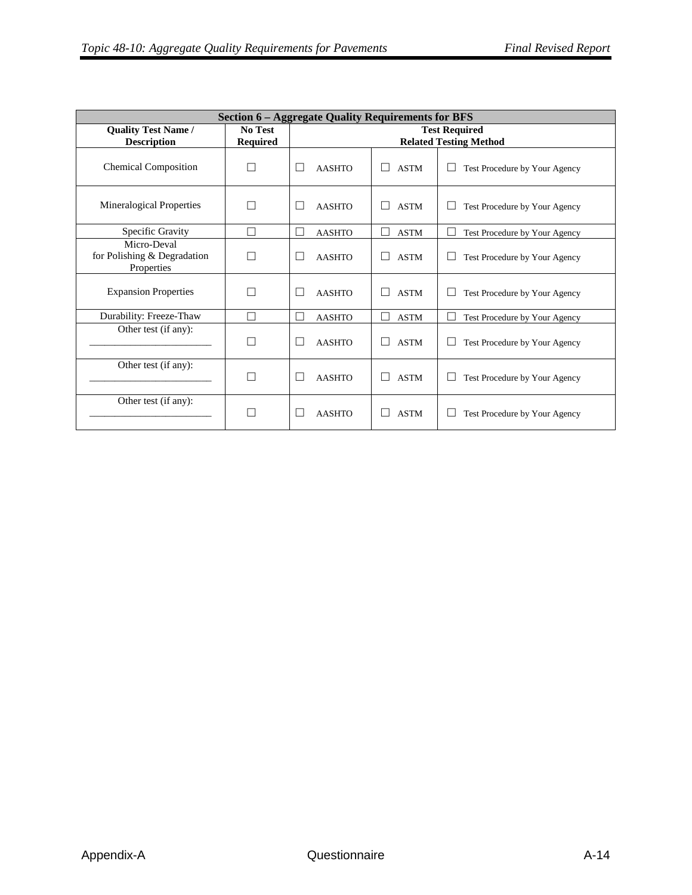| Section 6 – Aggregate Quality Requirements for BFS | | | | |
|---|---|---|---|---|
| **Quality Test Name / Description** | **No Test Required** | **Test Required Related Testing Method** | | |
| Chemical Composition | ☐ | ☐ AASHTO | ☐ ASTM | ☐ Test Procedure by Your Agency |
| Mineralogical Properties | ☐ | ☐ AASHTO | ☐ ASTM | ☐ Test Procedure by Your Agency |
| Specific Gravity | ☐ | ☐ AASHTO | ☐ ASTM | ☐ Test Procedure by Your Agency |
| Micro-Deval for Polishing & Degradation Properties | ☐ | ☐ AASHTO | ☐ ASTM | ☐ Test Procedure by Your Agency |
| Expansion Properties | ☐ | ☐ AASHTO | ☐ ASTM | ☐ Test Procedure by Your Agency |
| Durability: Freeze-Thaw | ☐ | ☐ AASHTO | ☐ ASTM | ☐ Test Procedure by Your Agency |
| Other test (if any): ________________________ | ☐ | ☐ AASHTO | ☐ ASTM | ☐ Test Procedure by Your Agency |
| Other test (if any): ________________________ | ☐ | ☐ AASHTO | ☐ ASTM | ☐ Test Procedure by Your Agency |
| Other test (if any): ________________________ | ☐ | ☐ AASHTO | ☐ ASTM | ☐ Test Procedure by Your Agency |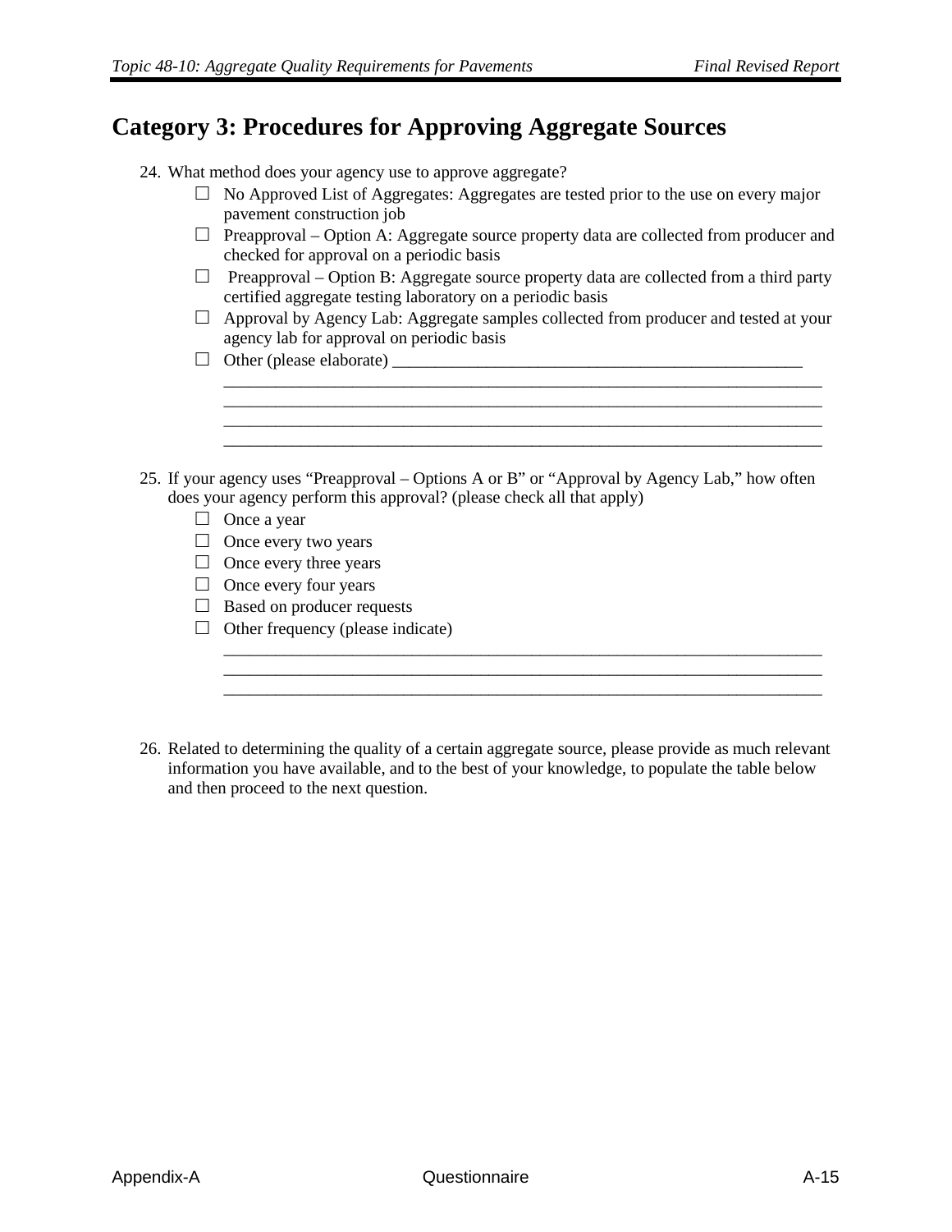## Category 3: Procedures for Approving Aggregate Sources

24. What method does your agency use to approve aggregate?
    - ☐ No Approved List of Aggregates: Aggregates are tested prior to the use on every major pavement construction job
    - ☐ Preapproval – Option A: Aggregate source property data are collected from producer and checked for approval on a periodic basis
    - ☐ Preapproval – Option B: Aggregate source property data are collected from a third party certified aggregate testing laboratory on a periodic basis
    - ☐ Approval by Agency Lab: Aggregate samples collected from producer and tested at your agency lab for approval on periodic basis
    - ☐ Other (please elaborate) ____________________________________________________

      ___________________________________________________________________________
      ___________________________________________________________________________
      ___________________________________________________________________________
      ___________________________________________________________________________

25. If your agency uses "Preapproval – Options A or B" or "Approval by Agency Lab," how often does your agency perform this approval? (please check all that apply)
    - ☐ Once a year
    - ☐ Once every two years
    - ☐ Once every three years
    - ☐ Once every four years
    - ☐ Based on producer requests
    - ☐ Other frequency (please indicate)

      ___________________________________________________________________________
      ___________________________________________________________________________
      ___________________________________________________________________________

26. Related to determining the quality of a certain aggregate source, please provide as much relevant information you have available, and to the best of your knowledge, to populate the table below and then proceed to the next question.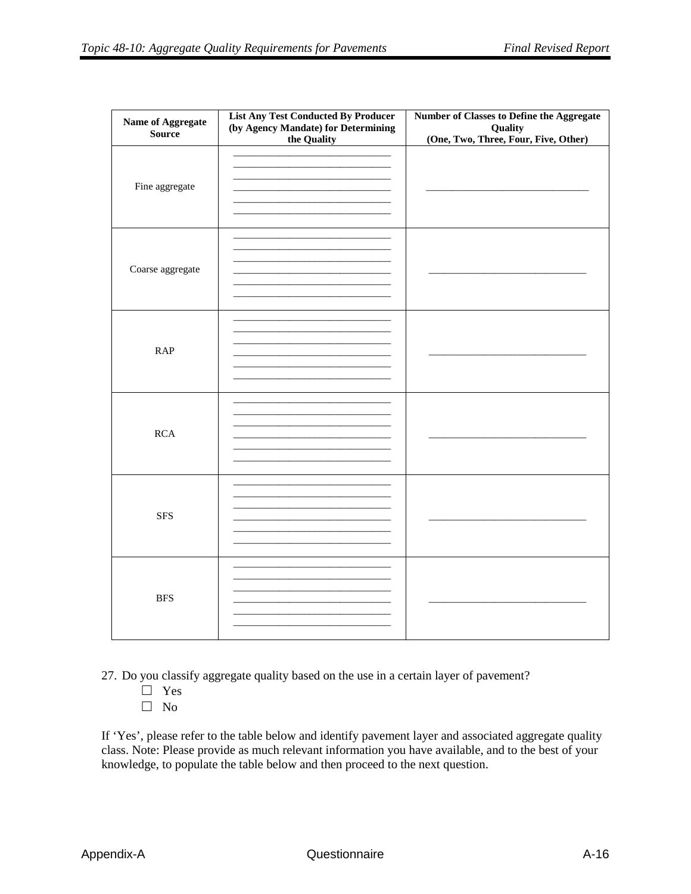| Name of Aggregate Source | List Any Test Conducted By Producer (by Agency Mandate) for Determining the Quality | Number of Classes to Define the Aggregate Quality (One, Two, Three, Four, Five, Other) |
|---|---|---|
| Fine aggregate | ______________________________ ______________________________ ______________________________ ______________________________ ______________________________ ______________________________ | ______________________________ |
| Coarse aggregate | ______________________________ ______________________________ ______________________________ ______________________________ ______________________________ ______________________________ | ______________________________ |
| RAP | ______________________________ ______________________________ ______________________________ ______________________________ ______________________________ ______________________________ | ______________________________ |
| RCA | ______________________________ ______________________________ ______________________________ ______________________________ ______________________________ ______________________________ | ______________________________ |
| SFS | ______________________________ ______________________________ ______________________________ ______________________________ ______________________________ ______________________________ | ______________________________ |
| BFS | ______________________________ ______________________________ ______________________________ ______________________________ ______________________________ ______________________________ | ______________________________ |

27. Do you classify aggregate quality based on the use in a certain layer of pavement?
    - ☐ Yes
    - ☐ No

If 'Yes', please refer to the table below and identify pavement layer and associated aggregate quality class. Note: Please provide as much relevant information you have available, and to the best of your knowledge, to populate the table below and then proceed to the next question.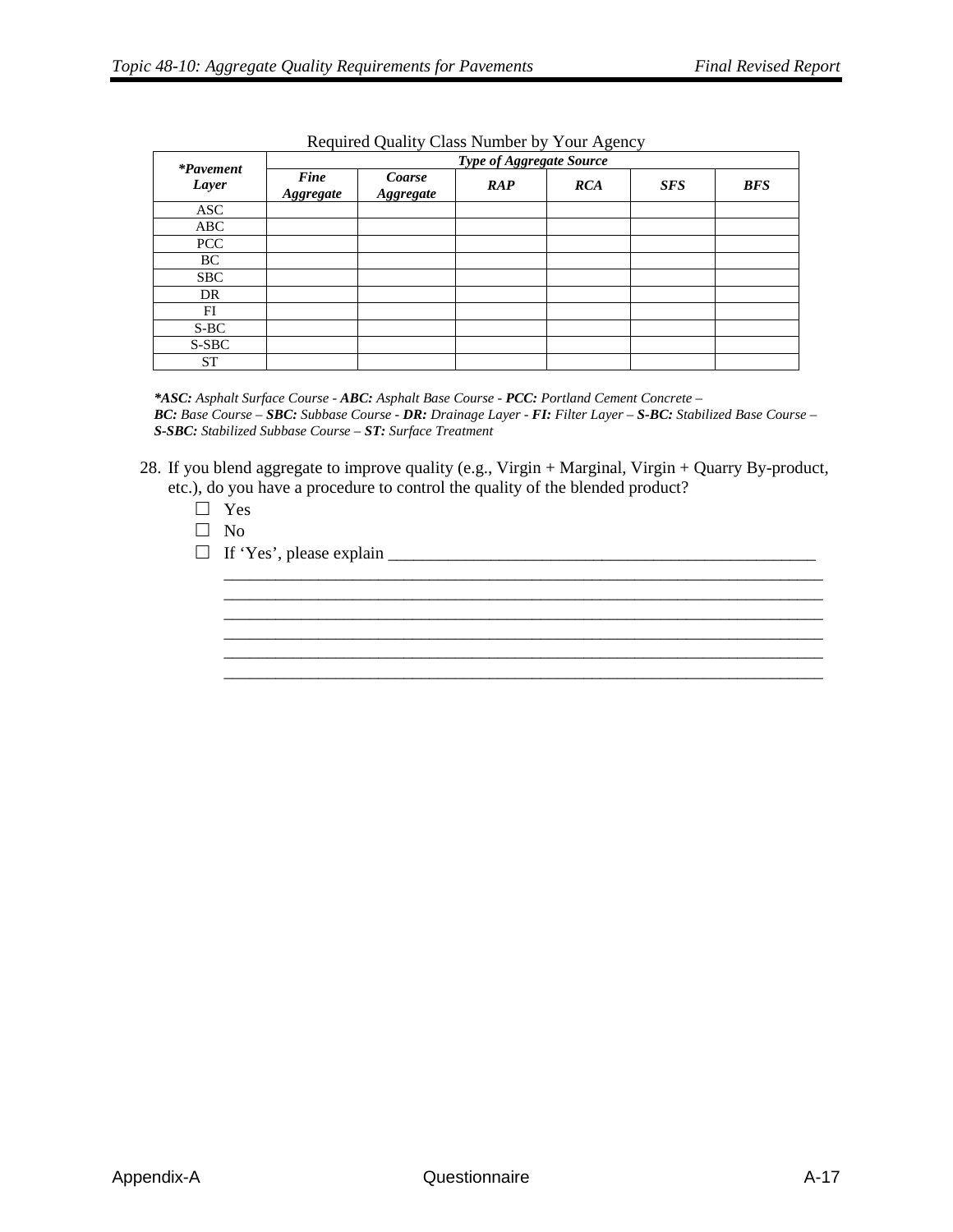Required Quality Class Number by Your Agency

| ***Pavement Layer** | ***Type of Aggregate Source*** | | | | | |
|---|---|---|---|---|---|---|
| | ***Fine Aggregate*** | ***Coarse Aggregate*** | ***RAP*** | ***RCA*** | ***SFS*** | ***BFS*** |
| ASC | | | | | | |
| ABC | | | | | | |
| PCC | | | | | | |
| BC | | | | | | |
| SBC | | | | | | |
| DR | | | | | | |
| FI | | | | | | |
| S-BC | | | | | | |
| S-SBC | | | | | | |
| ST | | | | | | |

****ASC:** Asphalt Surface Course - **ABC:** Asphalt Base Course - **PCC:** Portland Cement Concrete – **BC:** Base Course – **SBC:** Subbase Course - **DR:** Drainage Layer - **FI:** Filter Layer – **S-BC:** Stabilized Base Course – **S-SBC:** Stabilized Subbase Course – **ST:** Surface Treatment*

28. If you blend aggregate to improve quality (e.g., Virgin + Marginal, Virgin + Quarry By-product, etc.), do you have a procedure to control the quality of the blended product?
    - ☐ Yes
    - ☐ No
    - ☐ If 'Yes', please explain ___________________________________________________

      ___________________________________________________________________________
      ___________________________________________________________________________
      ___________________________________________________________________________
      ___________________________________________________________________________
      ___________________________________________________________________________
      ___________________________________________________________________________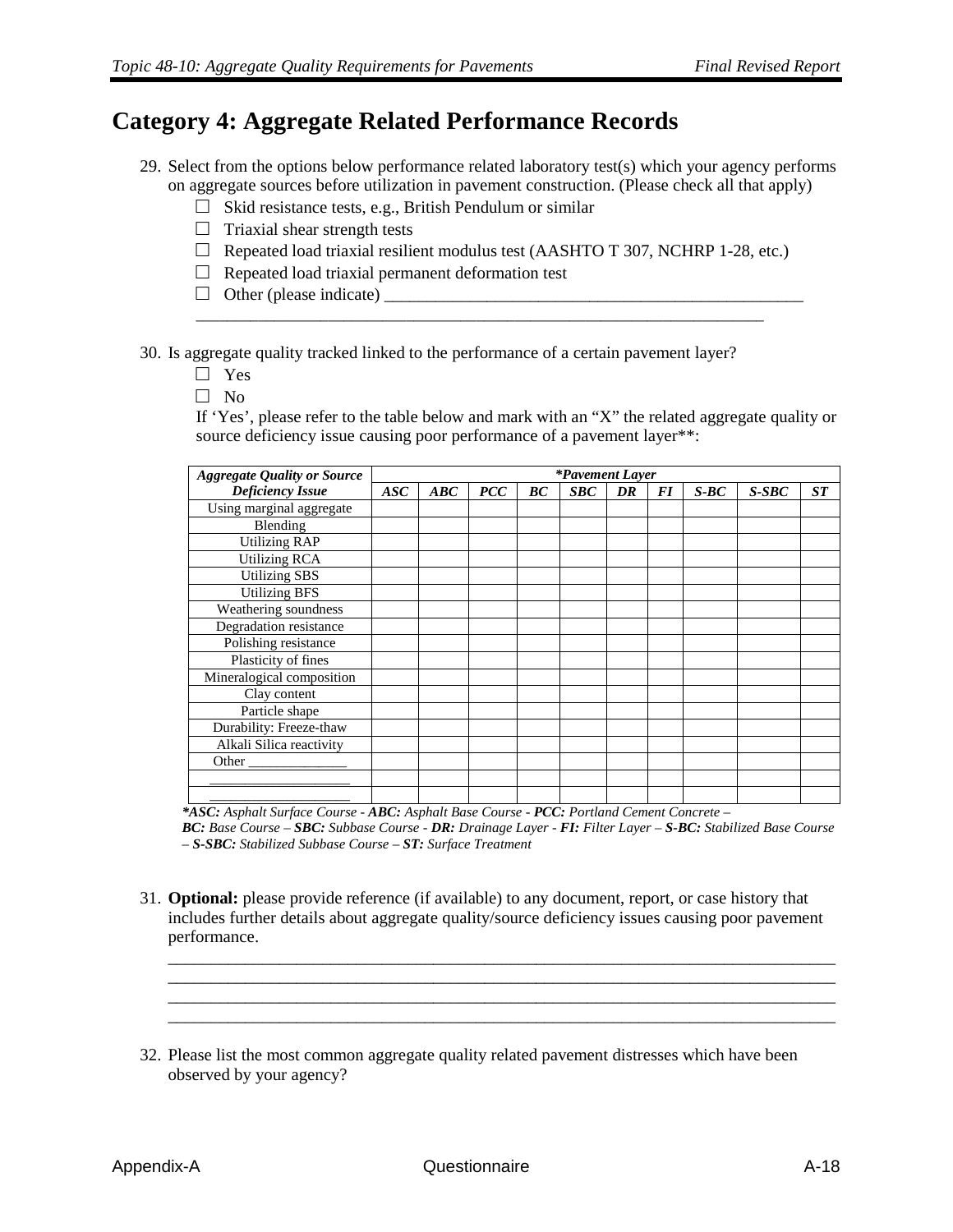# Category 4: Aggregate Related Performance Records

29. Select from the options below performance related laboratory test(s) which your agency performs on aggregate sources before utilization in pavement construction. (Please check all that apply)
    - ☐ Skid resistance tests, e.g., British Pendulum or similar
    - ☐ Triaxial shear strength tests
    - ☐ Repeated load triaxial resilient modulus test (AASHTO T 307, NCHRP 1-28, etc.)
    - ☐ Repeated load triaxial permanent deformation test
    - ☐ Other (please indicate) ___________________________________________________

    ______________________________________________________________________

30. Is aggregate quality tracked linked to the performance of a certain pavement layer?
    - ☐ Yes
    - ☐ No

    If 'Yes', please refer to the table below and mark with an "X" the related aggregate quality or source deficiency issue causing poor performance of a pavement layer**:

| ***Aggregate Quality or Source Deficiency Issue*** | ****Pavement Layer*** | | | | | | | | | |
|---|---|---|---|---|---|---|---|---|---|---|
| | ***ASC*** | ***ABC*** | ***PCC*** | ***BC*** | ***SBC*** | ***DR*** | ***FI*** | ***S-BC*** | ***S-SBC*** | ***ST*** |
| Using marginal aggregate | | | | | | | | | | |
| Blending | | | | | | | | | | |
| Utilizing RAP | | | | | | | | | | |
| Utilizing RCA | | | | | | | | | | |
| Utilizing SBS | | | | | | | | | | |
| Utilizing BFS | | | | | | | | | | |
| Weathering soundness | | | | | | | | | | |
| Degradation resistance | | | | | | | | | | |
| Polishing resistance | | | | | | | | | | |
| Plasticity of fines | | | | | | | | | | |
| Mineralogical composition | | | | | | | | | | |
| Clay content | | | | | | | | | | |
| Particle shape | | | | | | | | | | |
| Durability: Freeze-thaw | | | | | | | | | | |
| Alkali Silica reactivity | | | | | | | | | | |
| Other ______________ | | | | | | | | | | |
| ___________________ | | | | | | | | | | |
| ___________________ | | | | | | | | | | |

****ASC:** Asphalt Surface Course - **ABC:** Asphalt Base Course - **PCC:** Portland Cement Concrete – **BC:** Base Course – **SBC:** Subbase Course - **DR:** Drainage Layer - **FI:** Filter Layer – **S-BC:** Stabilized Base Course – **S-SBC:** Stabilized Subbase Course – **ST:** Surface Treatment*

31. **Optional:** please provide reference (if available) to any document, report, or case history that includes further details about aggregate quality/source deficiency issues causing poor pavement performance.

    ______________________________________________________________________
    ______________________________________________________________________
    ______________________________________________________________________
    ______________________________________________________________________

32. Please list the most common aggregate quality related pavement distresses which have been observed by your agency?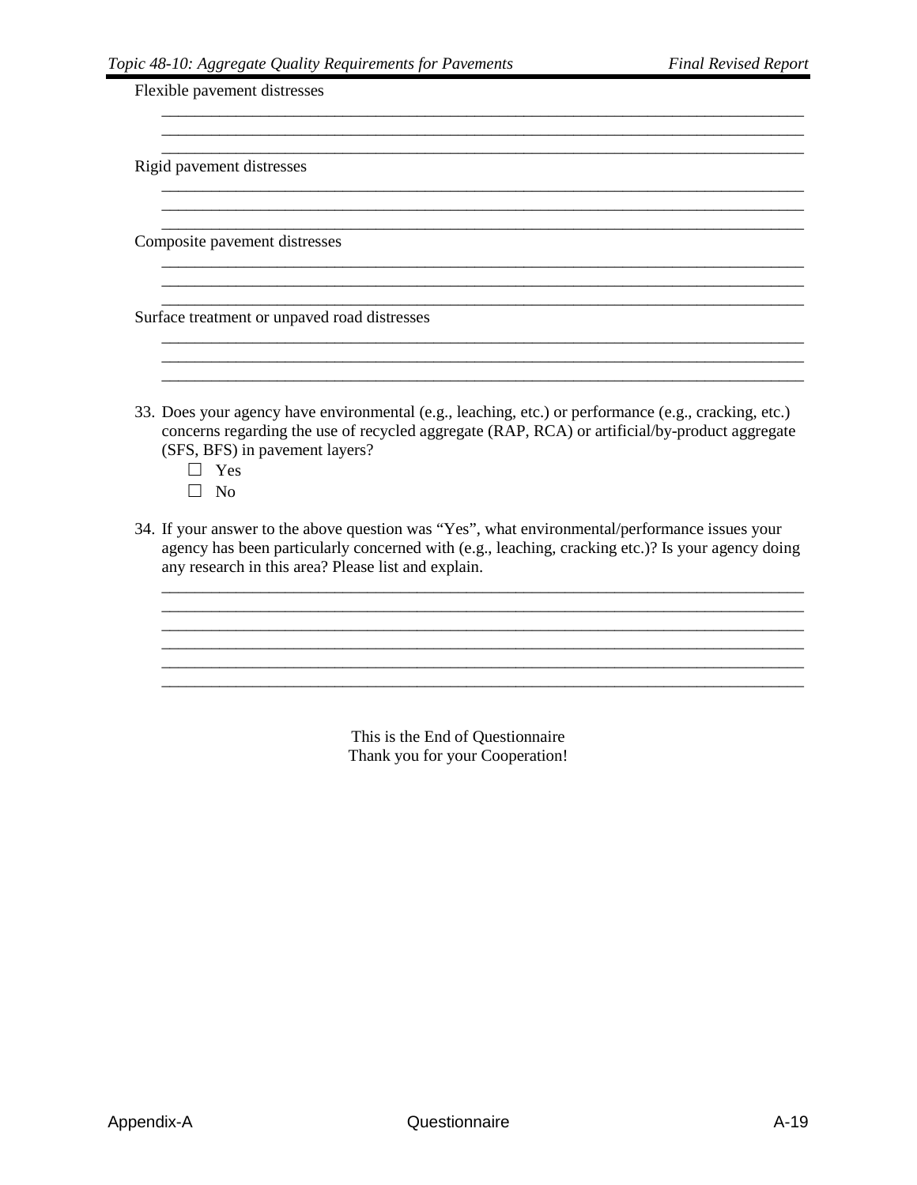Flexible pavement distresses

\_\_\_\_\_\_\_\_\_\_\_\_\_\_\_\_\_\_\_\_\_\_\_\_\_\_\_\_\_\_\_\_\_\_\_\_\_\_\_\_\_\_\_\_\_\_\_\_\_\_\_\_\_\_\_\_\_\_\_\_\_\_\_\_\_\_\_\_\_\_\_\_\_\_\_\_\_\_
\_\_\_\_\_\_\_\_\_\_\_\_\_\_\_\_\_\_\_\_\_\_\_\_\_\_\_\_\_\_\_\_\_\_\_\_\_\_\_\_\_\_\_\_\_\_\_\_\_\_\_\_\_\_\_\_\_\_\_\_\_\_\_\_\_\_\_\_\_\_\_\_\_\_\_\_\_\_
\_\_\_\_\_\_\_\_\_\_\_\_\_\_\_\_\_\_\_\_\_\_\_\_\_\_\_\_\_\_\_\_\_\_\_\_\_\_\_\_\_\_\_\_\_\_\_\_\_\_\_\_\_\_\_\_\_\_\_\_\_\_\_\_\_\_\_\_\_\_\_\_\_\_\_\_\_\_

Rigid pavement distresses

\_\_\_\_\_\_\_\_\_\_\_\_\_\_\_\_\_\_\_\_\_\_\_\_\_\_\_\_\_\_\_\_\_\_\_\_\_\_\_\_\_\_\_\_\_\_\_\_\_\_\_\_\_\_\_\_\_\_\_\_\_\_\_\_\_\_\_\_\_\_\_\_\_\_\_\_\_\_
\_\_\_\_\_\_\_\_\_\_\_\_\_\_\_\_\_\_\_\_\_\_\_\_\_\_\_\_\_\_\_\_\_\_\_\_\_\_\_\_\_\_\_\_\_\_\_\_\_\_\_\_\_\_\_\_\_\_\_\_\_\_\_\_\_\_\_\_\_\_\_\_\_\_\_\_\_\_
\_\_\_\_\_\_\_\_\_\_\_\_\_\_\_\_\_\_\_\_\_\_\_\_\_\_\_\_\_\_\_\_\_\_\_\_\_\_\_\_\_\_\_\_\_\_\_\_\_\_\_\_\_\_\_\_\_\_\_\_\_\_\_\_\_\_\_\_\_\_\_\_\_\_\_\_\_\_

Composite pavement distresses

\_\_\_\_\_\_\_\_\_\_\_\_\_\_\_\_\_\_\_\_\_\_\_\_\_\_\_\_\_\_\_\_\_\_\_\_\_\_\_\_\_\_\_\_\_\_\_\_\_\_\_\_\_\_\_\_\_\_\_\_\_\_\_\_\_\_\_\_\_\_\_\_\_\_\_\_\_\_
\_\_\_\_\_\_\_\_\_\_\_\_\_\_\_\_\_\_\_\_\_\_\_\_\_\_\_\_\_\_\_\_\_\_\_\_\_\_\_\_\_\_\_\_\_\_\_\_\_\_\_\_\_\_\_\_\_\_\_\_\_\_\_\_\_\_\_\_\_\_\_\_\_\_\_\_\_\_
\_\_\_\_\_\_\_\_\_\_\_\_\_\_\_\_\_\_\_\_\_\_\_\_\_\_\_\_\_\_\_\_\_\_\_\_\_\_\_\_\_\_\_\_\_\_\_\_\_\_\_\_\_\_\_\_\_\_\_\_\_\_\_\_\_\_\_\_\_\_\_\_\_\_\_\_\_\_

Surface treatment or unpaved road distresses

\_\_\_\_\_\_\_\_\_\_\_\_\_\_\_\_\_\_\_\_\_\_\_\_\_\_\_\_\_\_\_\_\_\_\_\_\_\_\_\_\_\_\_\_\_\_\_\_\_\_\_\_\_\_\_\_\_\_\_\_\_\_\_\_\_\_\_\_\_\_\_\_\_\_\_\_\_\_
\_\_\_\_\_\_\_\_\_\_\_\_\_\_\_\_\_\_\_\_\_\_\_\_\_\_\_\_\_\_\_\_\_\_\_\_\_\_\_\_\_\_\_\_\_\_\_\_\_\_\_\_\_\_\_\_\_\_\_\_\_\_\_\_\_\_\_\_\_\_\_\_\_\_\_\_\_\_
\_\_\_\_\_\_\_\_\_\_\_\_\_\_\_\_\_\_\_\_\_\_\_\_\_\_\_\_\_\_\_\_\_\_\_\_\_\_\_\_\_\_\_\_\_\_\_\_\_\_\_\_\_\_\_\_\_\_\_\_\_\_\_\_\_\_\_\_\_\_\_\_\_\_\_\_\_\_

33. Does your agency have environmental (e.g., leaching, etc.) or performance (e.g., cracking, etc.) concerns regarding the use of recycled aggregate (RAP, RCA) or artificial/by-product aggregate (SFS, BFS) in pavement layers?
    - ☐ Yes
    - ☐ No

34. If your answer to the above question was "Yes", what environmental/performance issues your agency has been particularly concerned with (e.g., leaching, cracking etc.)? Is your agency doing any research in this area? Please list and explain.

\_\_\_\_\_\_\_\_\_\_\_\_\_\_\_\_\_\_\_\_\_\_\_\_\_\_\_\_\_\_\_\_\_\_\_\_\_\_\_\_\_\_\_\_\_\_\_\_\_\_\_\_\_\_\_\_\_\_\_\_\_\_\_\_\_\_\_\_\_\_\_\_\_\_\_\_\_\_
\_\_\_\_\_\_\_\_\_\_\_\_\_\_\_\_\_\_\_\_\_\_\_\_\_\_\_\_\_\_\_\_\_\_\_\_\_\_\_\_\_\_\_\_\_\_\_\_\_\_\_\_\_\_\_\_\_\_\_\_\_\_\_\_\_\_\_\_\_\_\_\_\_\_\_\_\_\_
\_\_\_\_\_\_\_\_\_\_\_\_\_\_\_\_\_\_\_\_\_\_\_\_\_\_\_\_\_\_\_\_\_\_\_\_\_\_\_\_\_\_\_\_\_\_\_\_\_\_\_\_\_\_\_\_\_\_\_\_\_\_\_\_\_\_\_\_\_\_\_\_\_\_\_\_\_\_
\_\_\_\_\_\_\_\_\_\_\_\_\_\_\_\_\_\_\_\_\_\_\_\_\_\_\_\_\_\_\_\_\_\_\_\_\_\_\_\_\_\_\_\_\_\_\_\_\_\_\_\_\_\_\_\_\_\_\_\_\_\_\_\_\_\_\_\_\_\_\_\_\_\_\_\_\_\_
\_\_\_\_\_\_\_\_\_\_\_\_\_\_\_\_\_\_\_\_\_\_\_\_\_\_\_\_\_\_\_\_\_\_\_\_\_\_\_\_\_\_\_\_\_\_\_\_\_\_\_\_\_\_\_\_\_\_\_\_\_\_\_\_\_\_\_\_\_\_\_\_\_\_\_\_\_\_
\_\_\_\_\_\_\_\_\_\_\_\_\_\_\_\_\_\_\_\_\_\_\_\_\_\_\_\_\_\_\_\_\_\_\_\_\_\_\_\_\_\_\_\_\_\_\_\_\_\_\_\_\_\_\_\_\_\_\_\_\_\_\_\_\_\_\_\_\_\_\_\_\_\_\_\_\_\_

This is the End of Questionnaire
Thank you for your Cooperation!